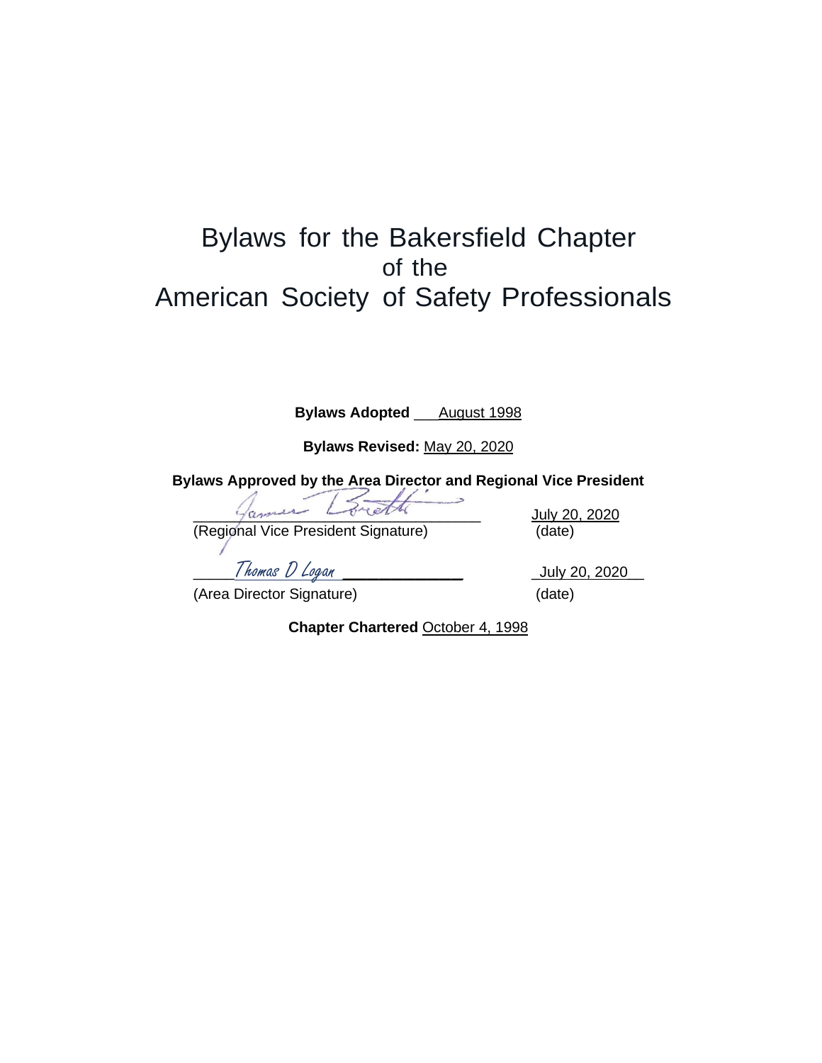# Bylaws for the Bakersfield Chapter of the American Society of Safety Professionals

**Bylaws Adopted** August 1998

**Bylaws Revised:** May 20, 2020

**Bylaws Approved by the Area Director and Regional Vice President**

James Borth ______________________ July 20, 2020
(Regional Vice President Signature) (date)

Thomas D Logan ______________________ July 20, 2020
(Area Director Signature) (date)

**Chapter Chartered** October 4, 1998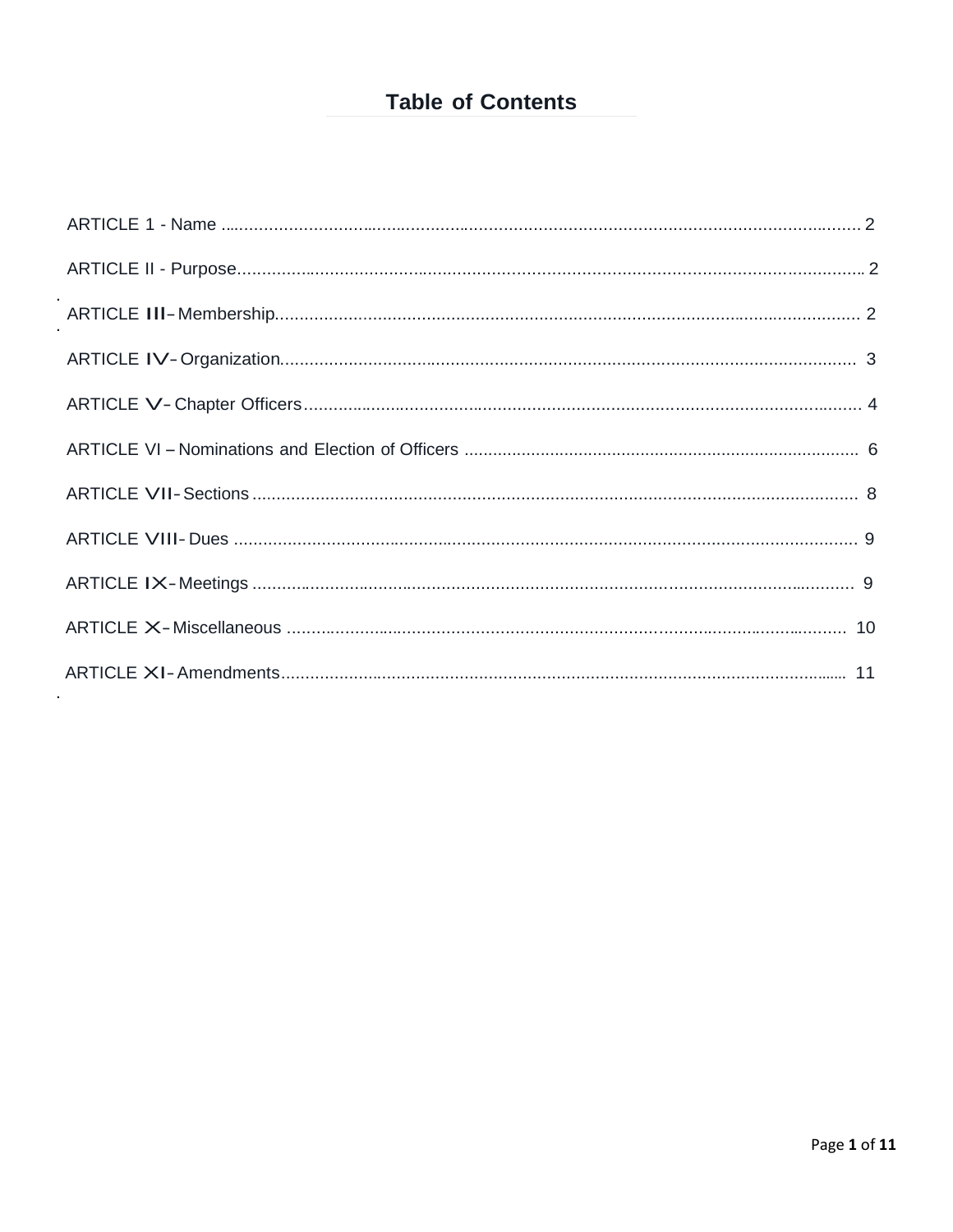# Table of Contents

ARTICLE 1 - Name .......................................................................................................... 2

ARTICLE II - Purpose....................................................................................................... 2

ARTICLE III- Membership................................................................................................. 2

ARTICLE IV- Organization................................................................................................ 3

ARTICLE V- Chapter Officers............................................................................................ 4

ARTICLE VI – Nominations and Election of Officers ....................................................... 6

ARTICLE VII- Sections ...................................................................................................... 8

ARTICLE VIII- Dues ........................................................................................................... 9

ARTICLE IX- Meetings ....................................................................................................... 9

ARTICLE X- Miscellaneous ............................................................................................... 10

ARTICLE XI- Amendments................................................................................................ 11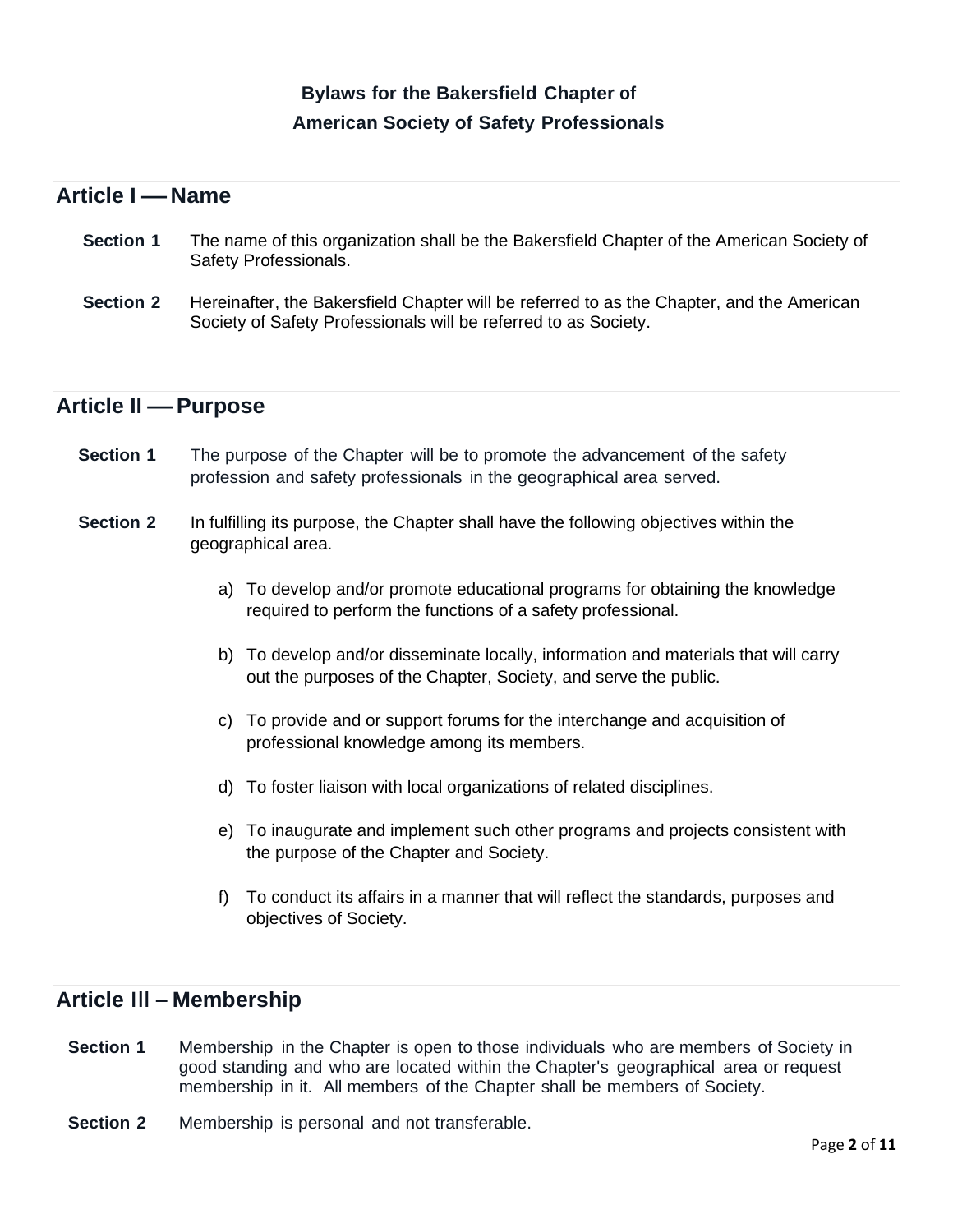**Bylaws for the Bakersfield Chapter of**
**American Society of Safety Professionals**

## Article I — Name

**Section 1** The name of this organization shall be the Bakersfield Chapter of the American Society of Safety Professionals.

**Section 2** Hereinafter, the Bakersfield Chapter will be referred to as the Chapter, and the American Society of Safety Professionals will be referred to as Society.

## Article II — Purpose

**Section 1** The purpose of the Chapter will be to promote the advancement of the safety profession and safety professionals in the geographical area served.

**Section 2** In fulfilling its purpose, the Chapter shall have the following objectives within the geographical area.

a) To develop and/or promote educational programs for obtaining the knowledge required to perform the functions of a safety professional.

b) To develop and/or disseminate locally, information and materials that will carry out the purposes of the Chapter, Society, and serve the public.

c) To provide and or support forums for the interchange and acquisition of professional knowledge among its members.

d) To foster liaison with local organizations of related disciplines.

e) To inaugurate and implement such other programs and projects consistent with the purpose of the Chapter and Society.

f) To conduct its affairs in a manner that will reflect the standards, purposes and objectives of Society.

## Article III – Membership

**Section 1** Membership in the Chapter is open to those individuals who are members of Society in good standing and who are located within the Chapter's geographical area or request membership in it. All members of the Chapter shall be members of Society.

**Section 2** Membership is personal and not transferable.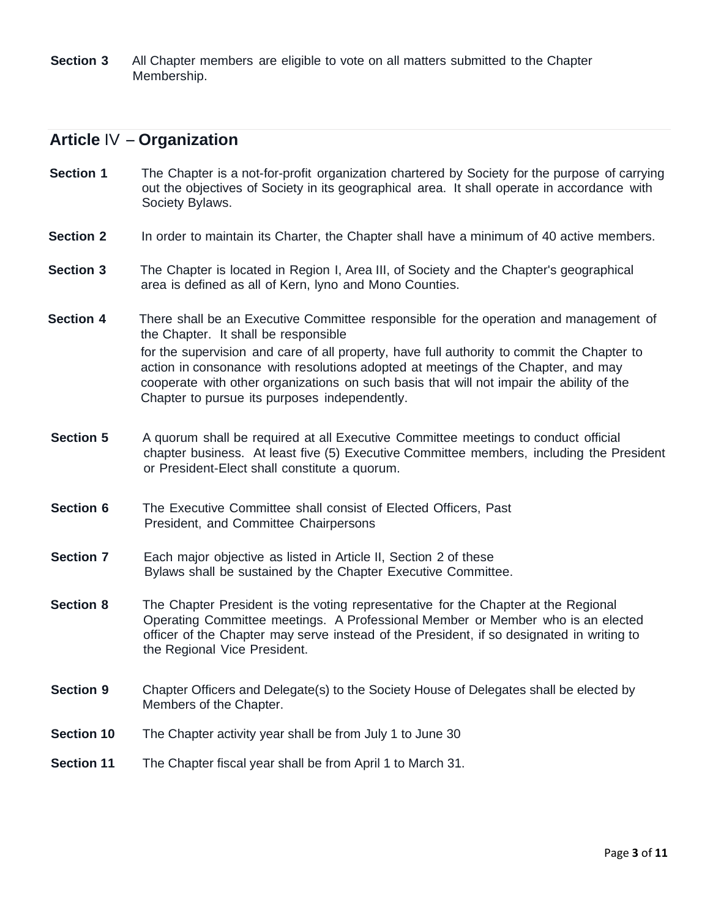**Section 3** All Chapter members are eligible to vote on all matters submitted to the Chapter Membership.

## Article IV – Organization

**Section 1** The Chapter is a not-for-profit organization chartered by Society for the purpose of carrying out the objectives of Society in its geographical area. It shall operate in accordance with Society Bylaws.

**Section 2** In order to maintain its Charter, the Chapter shall have a minimum of 40 active members.

**Section 3** The Chapter is located in Region I, Area III, of Society and the Chapter's geographical area is defined as all of Kern, lyno and Mono Counties.

**Section 4** There shall be an Executive Committee responsible for the operation and management of the Chapter. It shall be responsible for the supervision and care of all property, have full authority to commit the Chapter to action in consonance with resolutions adopted at meetings of the Chapter, and may cooperate with other organizations on such basis that will not impair the ability of the Chapter to pursue its purposes independently.

**Section 5** A quorum shall be required at all Executive Committee meetings to conduct official chapter business. At least five (5) Executive Committee members, including the President or President-Elect shall constitute a quorum.

**Section 6** The Executive Committee shall consist of Elected Officers, Past President, and Committee Chairpersons

**Section 7** Each major objective as listed in Article II, Section 2 of these Bylaws shall be sustained by the Chapter Executive Committee.

**Section 8** The Chapter President is the voting representative for the Chapter at the Regional Operating Committee meetings. A Professional Member or Member who is an elected officer of the Chapter may serve instead of the President, if so designated in writing to the Regional Vice President.

**Section 9** Chapter Officers and Delegate(s) to the Society House of Delegates shall be elected by Members of the Chapter.

**Section 10** The Chapter activity year shall be from July 1 to June 30

**Section 11** The Chapter fiscal year shall be from April 1 to March 31.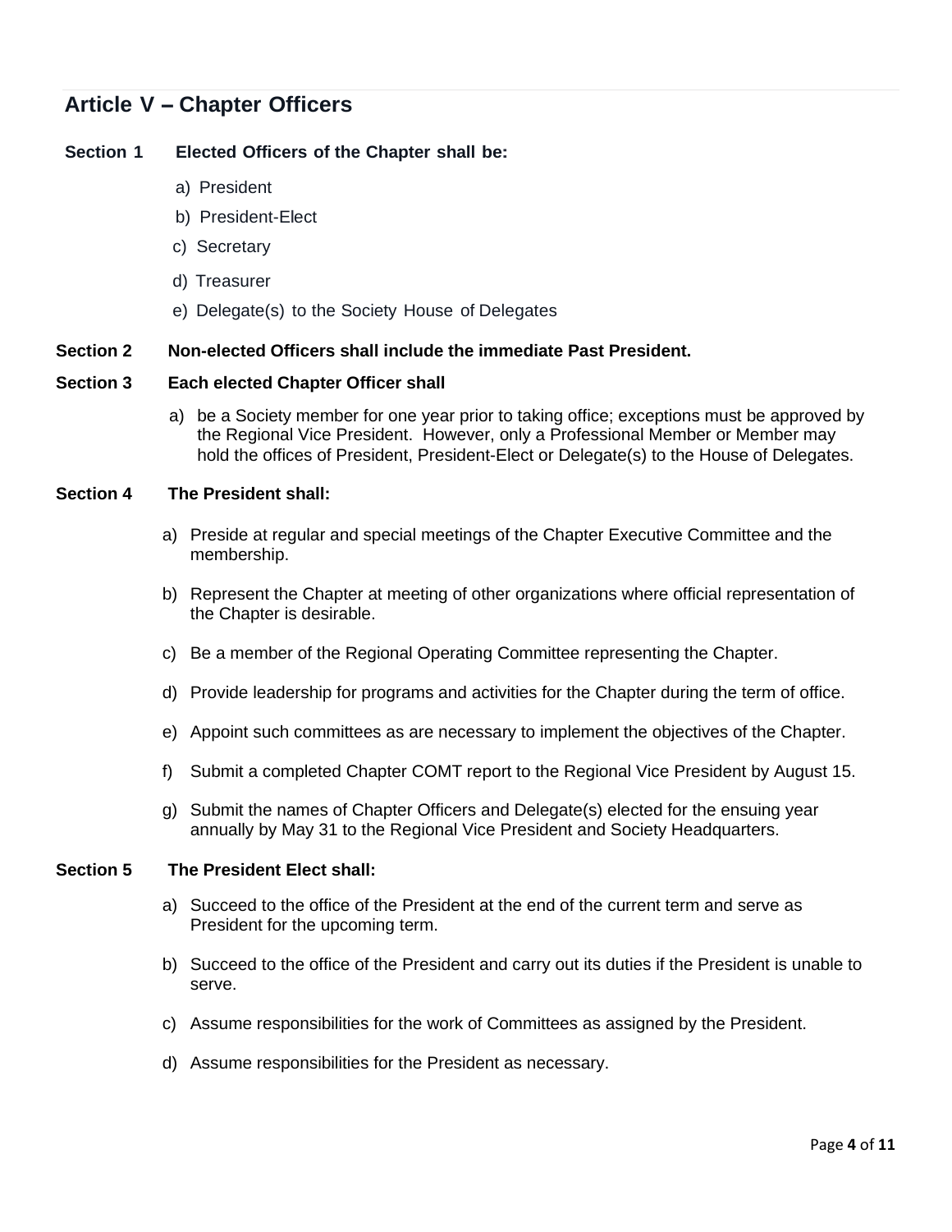## Article V – Chapter Officers

**Section 1 Elected Officers of the Chapter shall be:**

a) President

b) President-Elect

c) Secretary

d) Treasurer

e) Delegate(s) to the Society House of Delegates

**Section 2 Non-elected Officers shall include the immediate Past President.**

**Section 3 Each elected Chapter Officer shall**

a) be a Society member for one year prior to taking office; exceptions must be approved by the Regional Vice President. However, only a Professional Member or Member may hold the offices of President, President-Elect or Delegate(s) to the House of Delegates.

**Section 4 The President shall:**

a) Preside at regular and special meetings of the Chapter Executive Committee and the membership.

b) Represent the Chapter at meeting of other organizations where official representation of the Chapter is desirable.

c) Be a member of the Regional Operating Committee representing the Chapter.

d) Provide leadership for programs and activities for the Chapter during the term of office.

e) Appoint such committees as are necessary to implement the objectives of the Chapter.

f) Submit a completed Chapter COMT report to the Regional Vice President by August 15.

g) Submit the names of Chapter Officers and Delegate(s) elected for the ensuing year annually by May 31 to the Regional Vice President and Society Headquarters.

**Section 5 The President Elect shall:**

a) Succeed to the office of the President at the end of the current term and serve as President for the upcoming term.

b) Succeed to the office of the President and carry out its duties if the President is unable to serve.

c) Assume responsibilities for the work of Committees as assigned by the President.

d) Assume responsibilities for the President as necessary.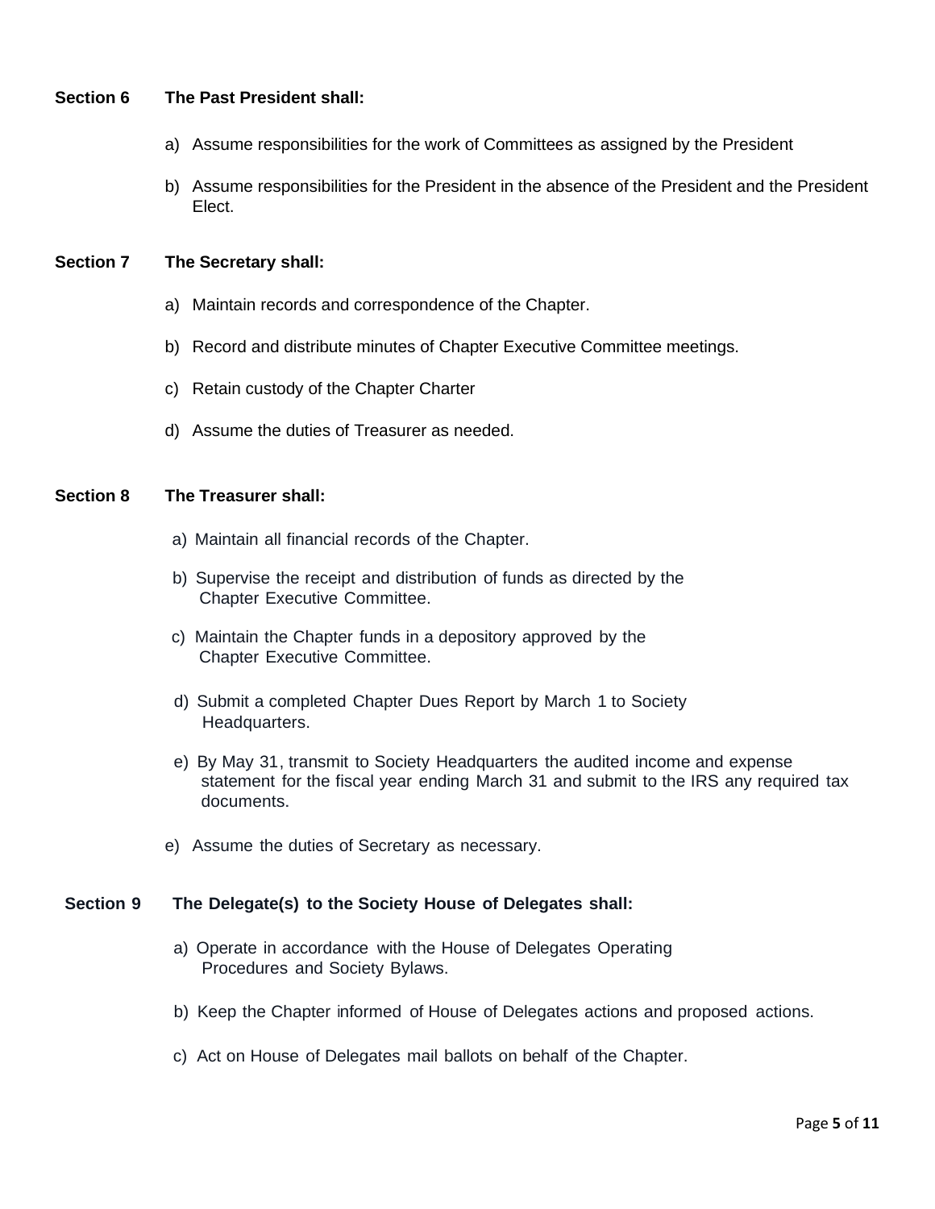**Section 6 The Past President shall:**

a) Assume responsibilities for the work of Committees as assigned by the President

b) Assume responsibilities for the President in the absence of the President and the President Elect.

**Section 7 The Secretary shall:**

a) Maintain records and correspondence of the Chapter.

b) Record and distribute minutes of Chapter Executive Committee meetings.

c) Retain custody of the Chapter Charter

d) Assume the duties of Treasurer as needed.

**Section 8 The Treasurer shall:**

a) Maintain all financial records of the Chapter.

b) Supervise the receipt and distribution of funds as directed by the Chapter Executive Committee.

c) Maintain the Chapter funds in a depository approved by the Chapter Executive Committee.

d) Submit a completed Chapter Dues Report by March 1 to Society Headquarters.

e) By May 31, transmit to Society Headquarters the audited income and expense statement for the fiscal year ending March 31 and submit to the IRS any required tax documents.

e) Assume the duties of Secretary as necessary.

**Section 9 The Delegate(s) to the Society House of Delegates shall:**

a) Operate in accordance with the House of Delegates Operating Procedures and Society Bylaws.

b) Keep the Chapter informed of House of Delegates actions and proposed actions.

c) Act on House of Delegates mail ballots on behalf of the Chapter.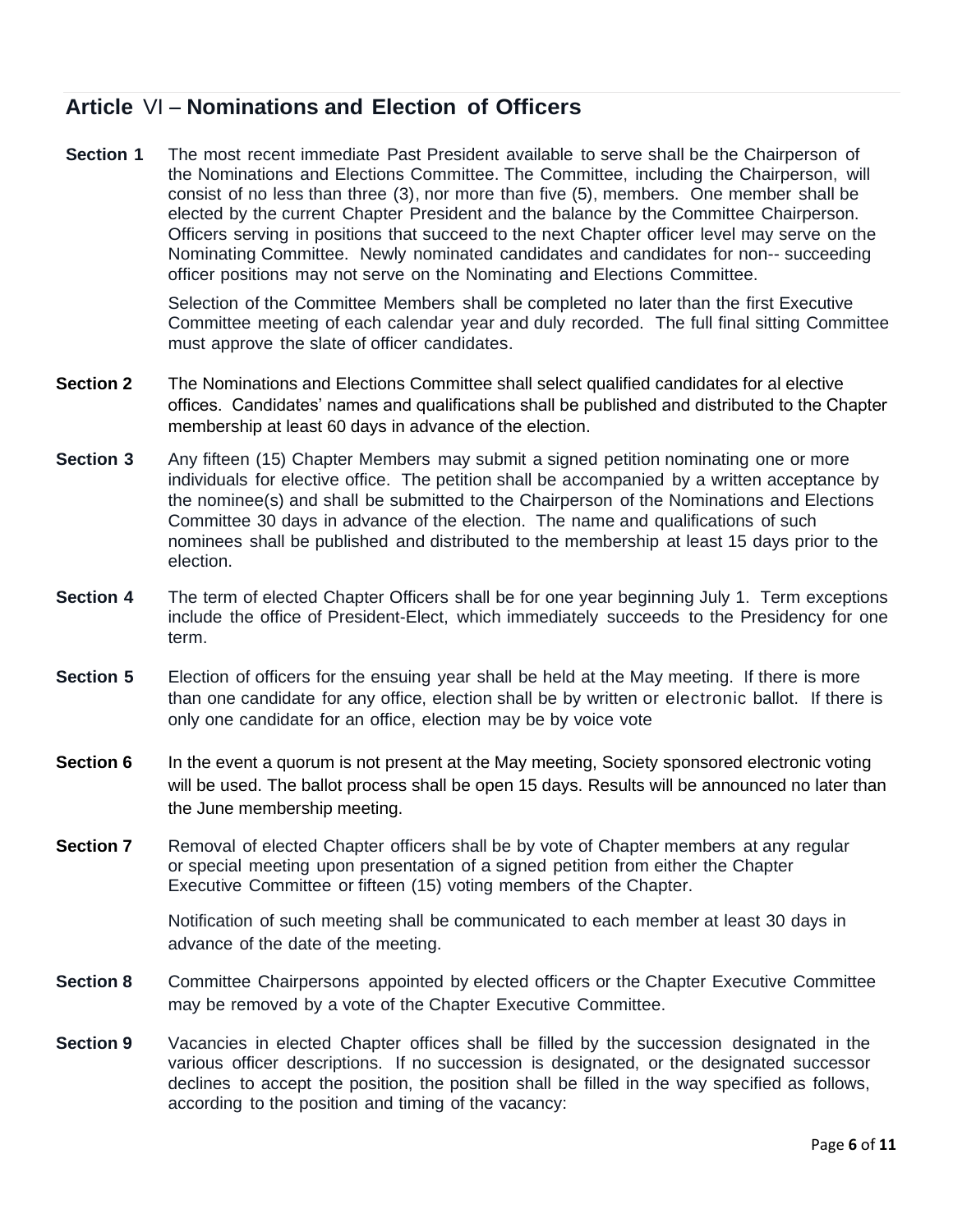## Article VI – Nominations and Election of Officers

**Section 1** The most recent immediate Past President available to serve shall be the Chairperson of the Nominations and Elections Committee. The Committee, including the Chairperson, will consist of no less than three (3), nor more than five (5), members. One member shall be elected by the current Chapter President and the balance by the Committee Chairperson. Officers serving in positions that succeed to the next Chapter officer level may serve on the Nominating Committee. Newly nominated candidates and candidates for non-- succeeding officer positions may not serve on the Nominating and Elections Committee.

Selection of the Committee Members shall be completed no later than the first Executive Committee meeting of each calendar year and duly recorded. The full final sitting Committee must approve the slate of officer candidates.

**Section 2** The Nominations and Elections Committee shall select qualified candidates for al elective offices. Candidates' names and qualifications shall be published and distributed to the Chapter membership at least 60 days in advance of the election.

**Section 3** Any fifteen (15) Chapter Members may submit a signed petition nominating one or more individuals for elective office. The petition shall be accompanied by a written acceptance by the nominee(s) and shall be submitted to the Chairperson of the Nominations and Elections Committee 30 days in advance of the election. The name and qualifications of such nominees shall be published and distributed to the membership at least 15 days prior to the election.

**Section 4** The term of elected Chapter Officers shall be for one year beginning July 1. Term exceptions include the office of President-Elect, which immediately succeeds to the Presidency for one term.

**Section 5** Election of officers for the ensuing year shall be held at the May meeting. If there is more than one candidate for any office, election shall be by written or electronic ballot. If there is only one candidate for an office, election may be by voice vote

**Section 6** In the event a quorum is not present at the May meeting, Society sponsored electronic voting will be used. The ballot process shall be open 15 days. Results will be announced no later than the June membership meeting.

**Section 7** Removal of elected Chapter officers shall be by vote of Chapter members at any regular or special meeting upon presentation of a signed petition from either the Chapter Executive Committee or fifteen (15) voting members of the Chapter.

Notification of such meeting shall be communicated to each member at least 30 days in advance of the date of the meeting.

**Section 8** Committee Chairpersons appointed by elected officers or the Chapter Executive Committee may be removed by a vote of the Chapter Executive Committee.

**Section 9** Vacancies in elected Chapter offices shall be filled by the succession designated in the various officer descriptions. If no succession is designated, or the designated successor declines to accept the position, the position shall be filled in the way specified as follows, according to the position and timing of the vacancy: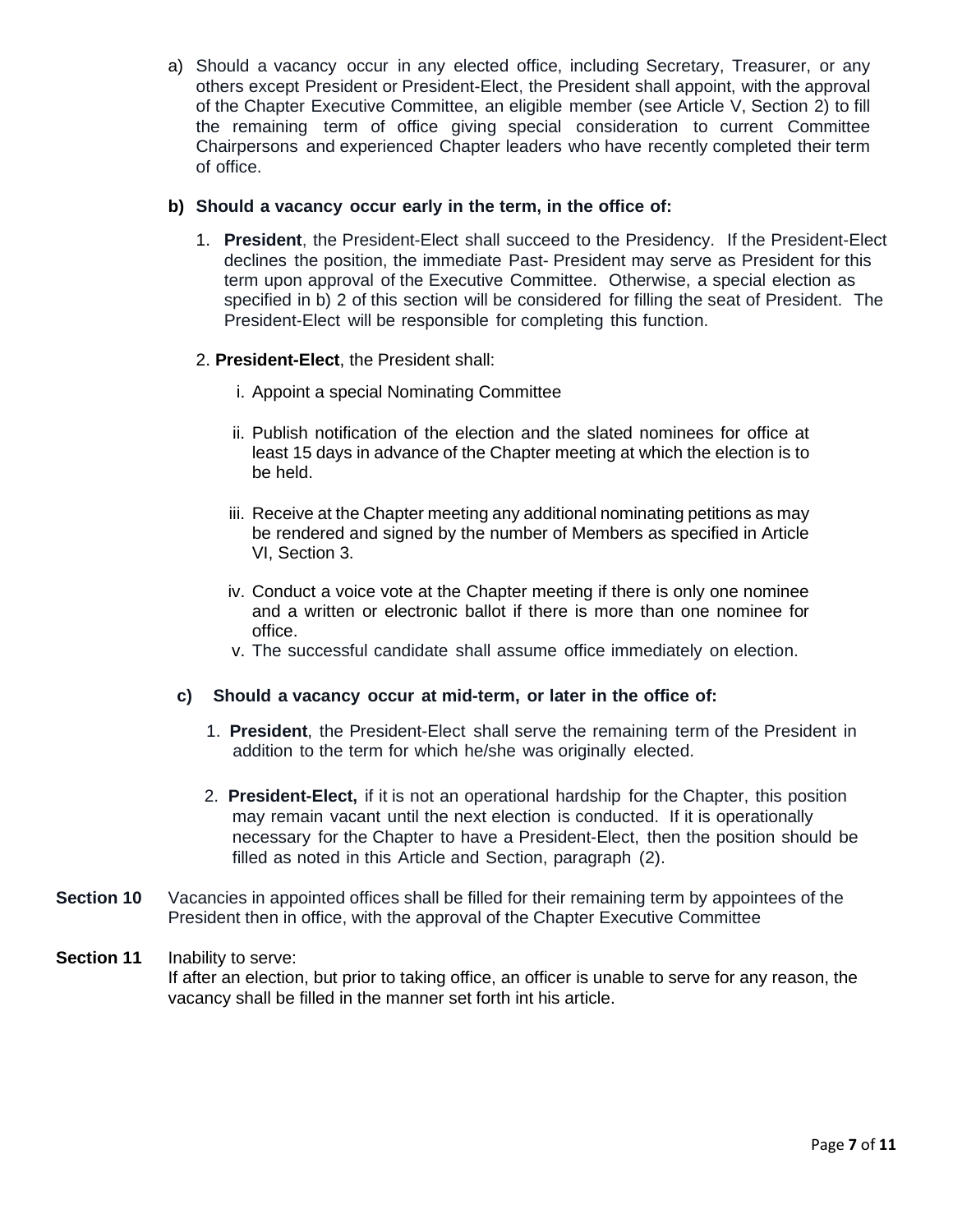a) Should a vacancy occur in any elected office, including Secretary, Treasurer, or any others except President or President-Elect, the President shall appoint, with the approval of the Chapter Executive Committee, an eligible member (see Article V, Section 2) to fill the remaining term of office giving special consideration to current Committee Chairpersons and experienced Chapter leaders who have recently completed their term of office.

**b) Should a vacancy occur early in the term, in the office of:**

1. **President**, the President-Elect shall succeed to the Presidency. If the President-Elect declines the position, the immediate Past- President may serve as President for this term upon approval of the Executive Committee. Otherwise, a special election as specified in b) 2 of this section will be considered for filling the seat of President. The President-Elect will be responsible for completing this function.

2. **President-Elect**, the President shall:

   i. Appoint a special Nominating Committee

   ii. Publish notification of the election and the slated nominees for office at least 15 days in advance of the Chapter meeting at which the election is to be held.

   iii. Receive at the Chapter meeting any additional nominating petitions as may be rendered and signed by the number of Members as specified in Article VI, Section 3.

   iv. Conduct a voice vote at the Chapter meeting if there is only one nominee and a written or electronic ballot if there is more than one nominee for office.

   v. The successful candidate shall assume office immediately on election.

**c) Should a vacancy occur at mid-term, or later in the office of:**

1. **President**, the President-Elect shall serve the remaining term of the President in addition to the term for which he/she was originally elected.

2. **President-Elect,** if it is not an operational hardship for the Chapter, this position may remain vacant until the next election is conducted. If it is operationally necessary for the Chapter to have a President-Elect, then the position should be filled as noted in this Article and Section, paragraph (2).

**Section 10** Vacancies in appointed offices shall be filled for their remaining term by appointees of the President then in office, with the approval of the Chapter Executive Committee

**Section 11** Inability to serve:
If after an election, but prior to taking office, an officer is unable to serve for any reason, the vacancy shall be filled in the manner set forth int his article.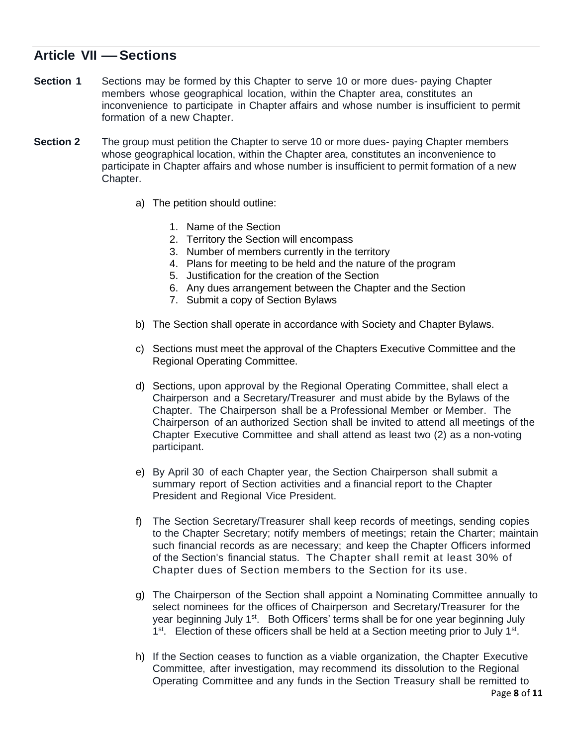## Article VII — Sections

**Section 1** Sections may be formed by this Chapter to serve 10 or more dues- paying Chapter members whose geographical location, within the Chapter area, constitutes an inconvenience to participate in Chapter affairs and whose number is insufficient to permit formation of a new Chapter.

**Section 2** The group must petition the Chapter to serve 10 or more dues- paying Chapter members whose geographical location, within the Chapter area, constitutes an inconvenience to participate in Chapter affairs and whose number is insufficient to permit formation of a new Chapter.

a) The petition should outline:

1. Name of the Section
2. Territory the Section will encompass
3. Number of members currently in the territory
4. Plans for meeting to be held and the nature of the program
5. Justification for the creation of the Section
6. Any dues arrangement between the Chapter and the Section
7. Submit a copy of Section Bylaws

b) The Section shall operate in accordance with Society and Chapter Bylaws.

c) Sections must meet the approval of the Chapters Executive Committee and the Regional Operating Committee.

d) Sections, upon approval by the Regional Operating Committee, shall elect a Chairperson and a Secretary/Treasurer and must abide by the Bylaws of the Chapter. The Chairperson shall be a Professional Member or Member. The Chairperson of an authorized Section shall be invited to attend all meetings of the Chapter Executive Committee and shall attend as least two (2) as a non-voting participant.

e) By April 30 of each Chapter year, the Section Chairperson shall submit a summary report of Section activities and a financial report to the Chapter President and Regional Vice President.

f) The Section Secretary/Treasurer shall keep records of meetings, sending copies to the Chapter Secretary; notify members of meetings; retain the Charter; maintain such financial records as are necessary; and keep the Chapter Officers informed of the Section's financial status. The Chapter shall remit at least 30% of Chapter dues of Section members to the Section for its use.

g) The Chairperson of the Section shall appoint a Nominating Committee annually to select nominees for the offices of Chairperson and Secretary/Treasurer for the year beginning July 1st. Both Officers' terms shall be for one year beginning July 1st. Election of these officers shall be held at a Section meeting prior to July 1st.

h) If the Section ceases to function as a viable organization, the Chapter Executive Committee, after investigation, may recommend its dissolution to the Regional Operating Committee and any funds in the Section Treasury shall be remitted to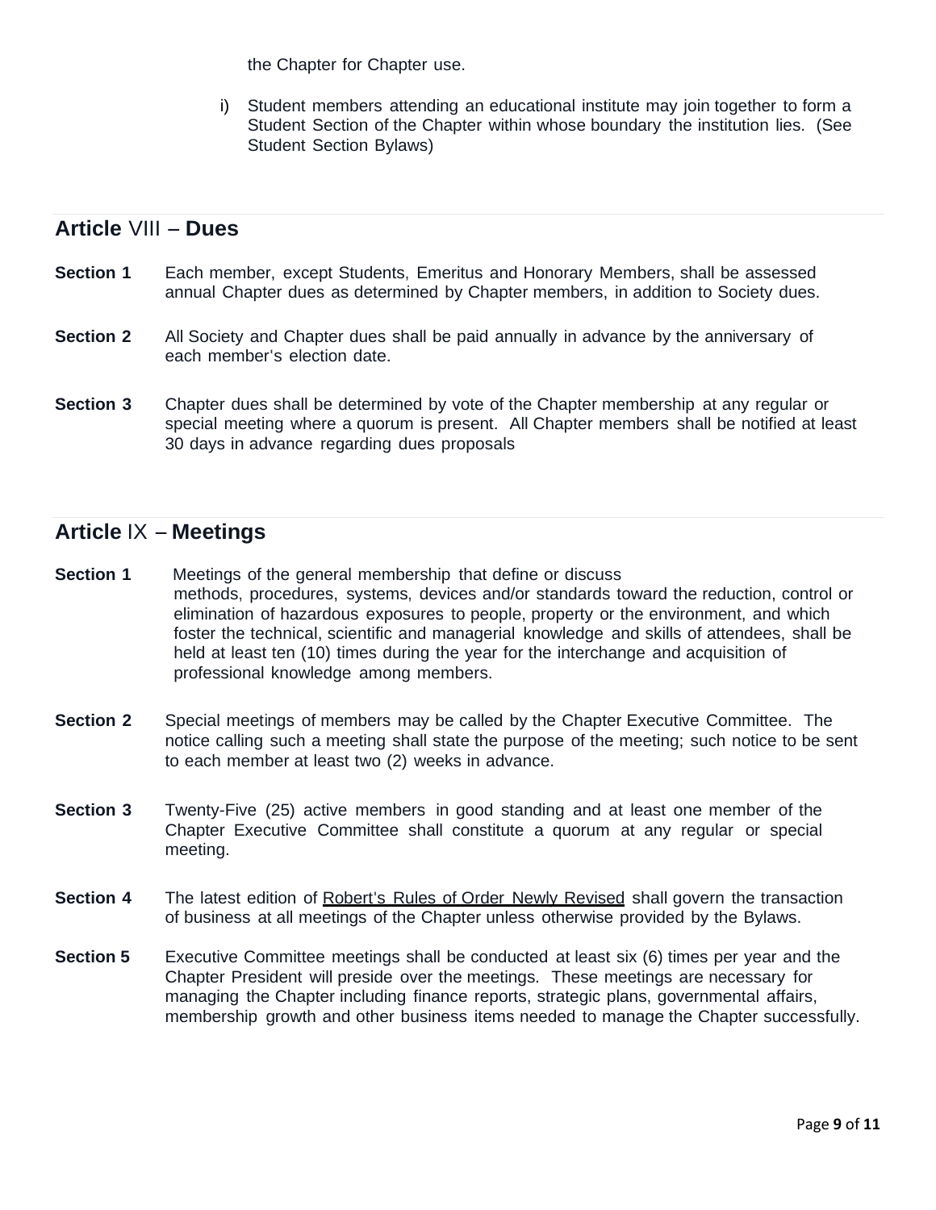the Chapter for Chapter use.

i) Student members attending an educational institute may join together to form a Student Section of the Chapter within whose boundary the institution lies. (See Student Section Bylaws)

## Article VIII – Dues

**Section 1** Each member, except Students, Emeritus and Honorary Members, shall be assessed annual Chapter dues as determined by Chapter members, in addition to Society dues.

**Section 2** All Society and Chapter dues shall be paid annually in advance by the anniversary of each member's election date.

**Section 3** Chapter dues shall be determined by vote of the Chapter membership at any regular or special meeting where a quorum is present. All Chapter members shall be notified at least 30 days in advance regarding dues proposals

## Article IX – Meetings

**Section 1** Meetings of the general membership that define or discuss methods, procedures, systems, devices and/or standards toward the reduction, control or elimination of hazardous exposures to people, property or the environment, and which foster the technical, scientific and managerial knowledge and skills of attendees, shall be held at least ten (10) times during the year for the interchange and acquisition of professional knowledge among members.

**Section 2** Special meetings of members may be called by the Chapter Executive Committee. The notice calling such a meeting shall state the purpose of the meeting; such notice to be sent to each member at least two (2) weeks in advance.

**Section 3** Twenty-Five (25) active members in good standing and at least one member of the Chapter Executive Committee shall constitute a quorum at any regular or special meeting.

**Section 4** The latest edition of Robert's Rules of Order Newly Revised shall govern the transaction of business at all meetings of the Chapter unless otherwise provided by the Bylaws.

**Section 5** Executive Committee meetings shall be conducted at least six (6) times per year and the Chapter President will preside over the meetings. These meetings are necessary for managing the Chapter including finance reports, strategic plans, governmental affairs, membership growth and other business items needed to manage the Chapter successfully.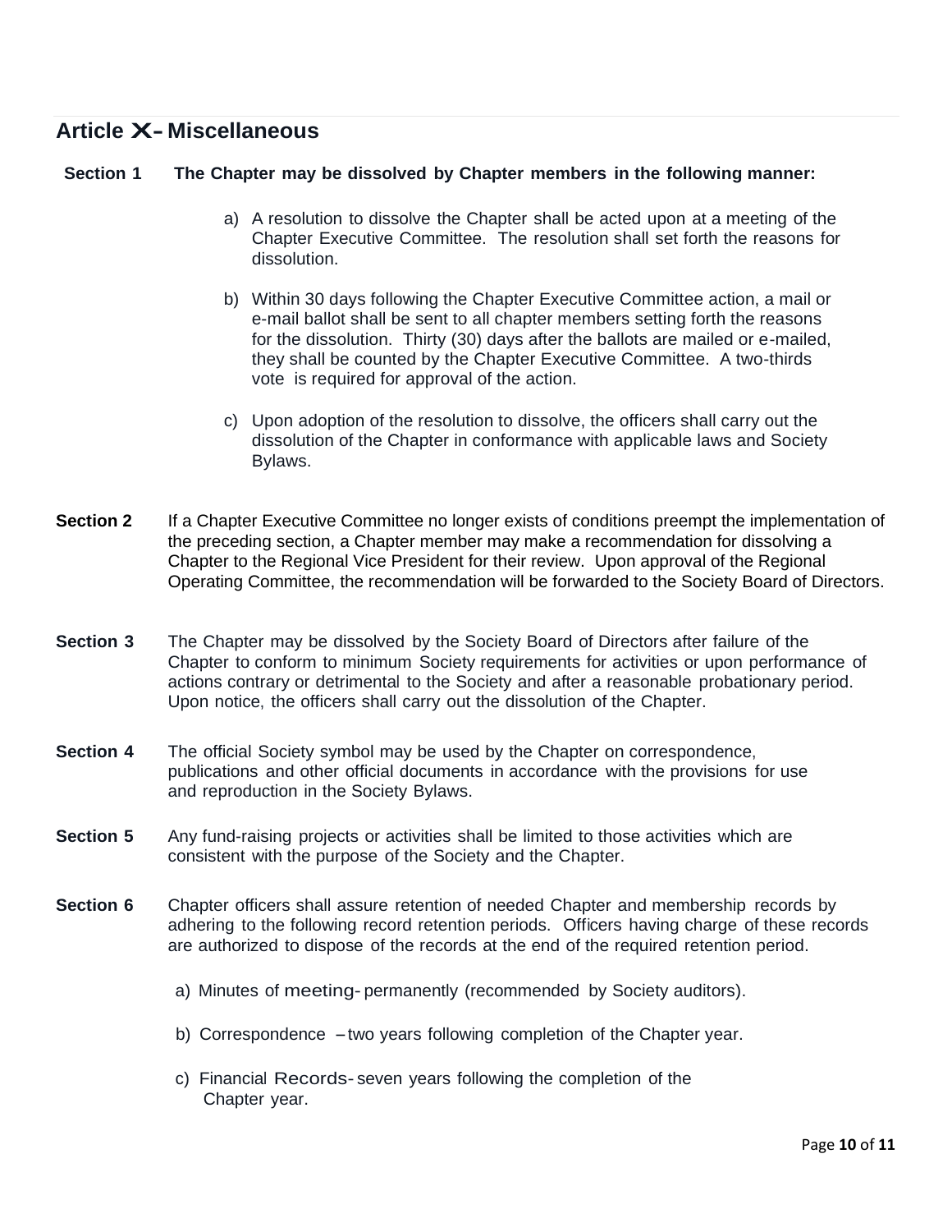## Article X - Miscellaneous

**Section 1 The Chapter may be dissolved by Chapter members in the following manner:**

a) A resolution to dissolve the Chapter shall be acted upon at a meeting of the Chapter Executive Committee. The resolution shall set forth the reasons for dissolution.

b) Within 30 days following the Chapter Executive Committee action, a mail or e-mail ballot shall be sent to all chapter members setting forth the reasons for the dissolution. Thirty (30) days after the ballots are mailed or e-mailed, they shall be counted by the Chapter Executive Committee. A two-thirds vote is required for approval of the action.

c) Upon adoption of the resolution to dissolve, the officers shall carry out the dissolution of the Chapter in conformance with applicable laws and Society Bylaws.

**Section 2** If a Chapter Executive Committee no longer exists of conditions preempt the implementation of the preceding section, a Chapter member may make a recommendation for dissolving a Chapter to the Regional Vice President for their review. Upon approval of the Regional Operating Committee, the recommendation will be forwarded to the Society Board of Directors.

**Section 3** The Chapter may be dissolved by the Society Board of Directors after failure of the Chapter to conform to minimum Society requirements for activities or upon performance of actions contrary or detrimental to the Society and after a reasonable probationary period. Upon notice, the officers shall carry out the dissolution of the Chapter.

**Section 4** The official Society symbol may be used by the Chapter on correspondence, publications and other official documents in accordance with the provisions for use and reproduction in the Society Bylaws.

**Section 5** Any fund-raising projects or activities shall be limited to those activities which are consistent with the purpose of the Society and the Chapter.

**Section 6** Chapter officers shall assure retention of needed Chapter and membership records by adhering to the following record retention periods. Officers having charge of these records are authorized to dispose of the records at the end of the required retention period.

a) Minutes of meeting- permanently (recommended by Society auditors).

b) Correspondence – two years following completion of the Chapter year.

c) Financial Records- seven years following the completion of the Chapter year.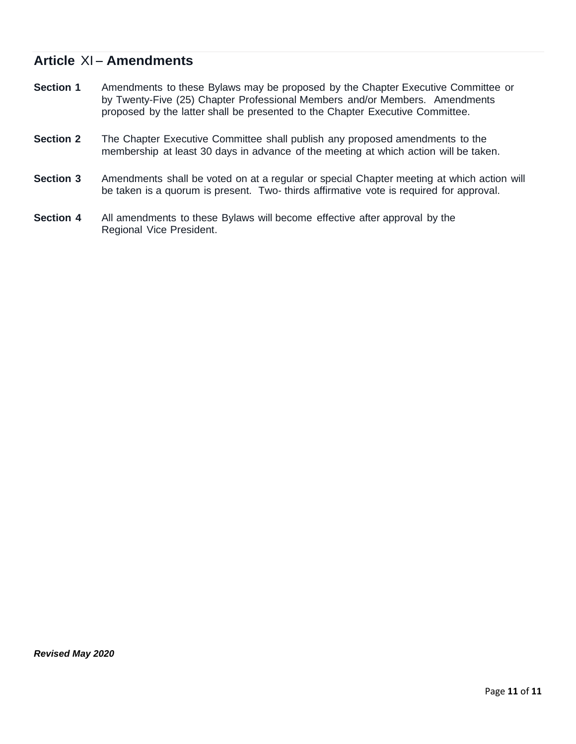## Article XI – Amendments

**Section 1** Amendments to these Bylaws may be proposed by the Chapter Executive Committee or by Twenty-Five (25) Chapter Professional Members and/or Members. Amendments proposed by the latter shall be presented to the Chapter Executive Committee.

**Section 2** The Chapter Executive Committee shall publish any proposed amendments to the membership at least 30 days in advance of the meeting at which action will be taken.

**Section 3** Amendments shall be voted on at a regular or special Chapter meeting at which action will be taken is a quorum is present. Two- thirds affirmative vote is required for approval.

**Section 4** All amendments to these Bylaws will become effective after approval by the Regional Vice President.

***Revised May 2020***